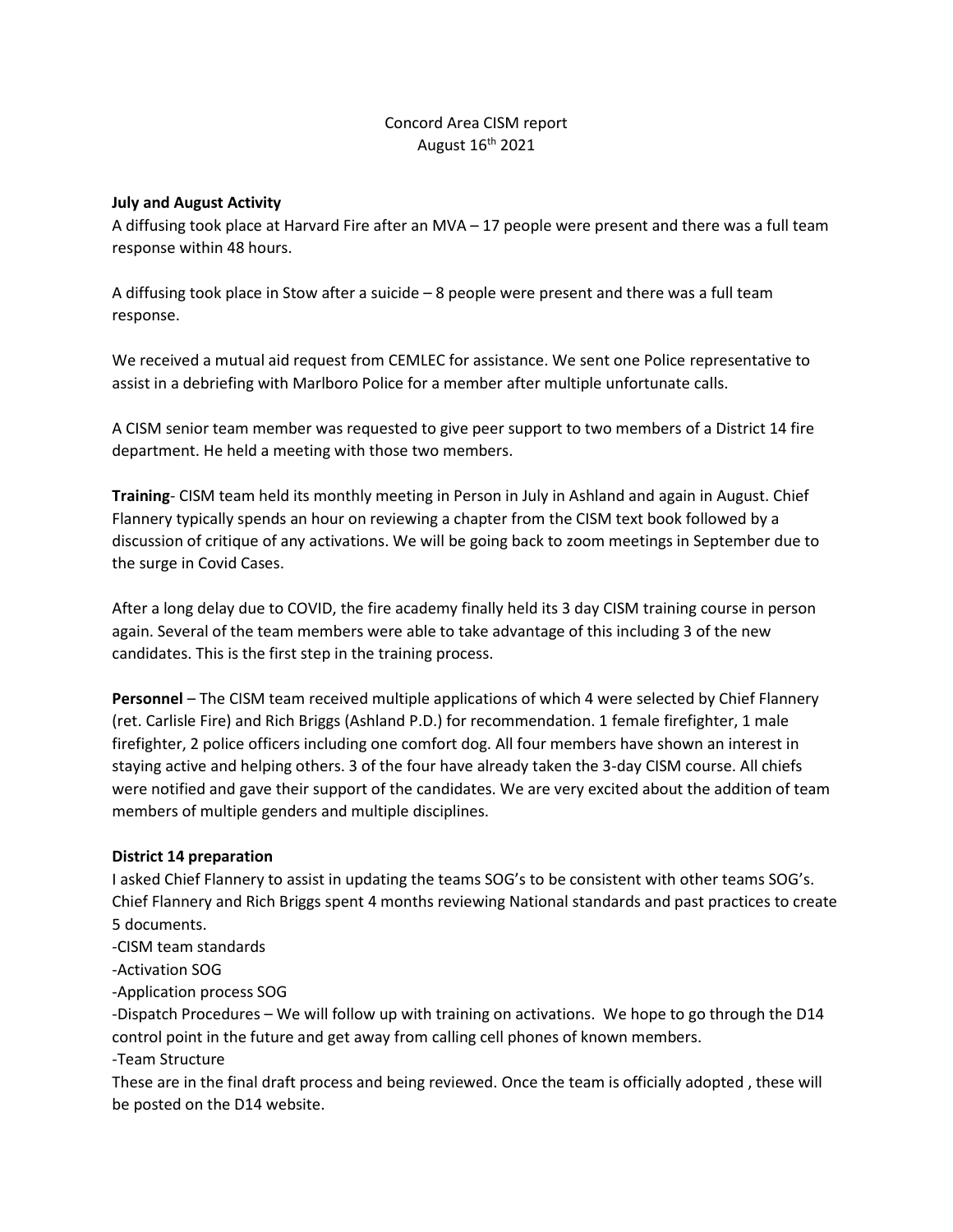Concord Area CISM report
August 16th 2021

**July and August Activity**

A diffusing took place at Harvard Fire after an MVA – 17 people were present and there was a full team response within 48 hours.

A diffusing took place in Stow after a suicide – 8 people were present and there was a full team response.

We received a mutual aid request from CEMLEC for assistance. We sent one Police representative to assist in a debriefing with Marlboro Police for a member after multiple unfortunate calls.

A CISM senior team member was requested to give peer support to two members of a District 14 fire department. He held a meeting with those two members.

**Training**- CISM team held its monthly meeting in Person in July in Ashland and again in August. Chief Flannery typically spends an hour on reviewing a chapter from the CISM text book followed by a discussion of critique of any activations. We will be going back to zoom meetings in September due to the surge in Covid Cases.

After a long delay due to COVID, the fire academy finally held its 3 day CISM training course in person again. Several of the team members were able to take advantage of this including 3 of the new candidates. This is the first step in the training process.

**Personnel** – The CISM team received multiple applications of which 4 were selected by Chief Flannery (ret. Carlisle Fire) and Rich Briggs (Ashland P.D.) for recommendation. 1 female firefighter, 1 male firefighter, 2 police officers including one comfort dog. All four members have shown an interest in staying active and helping others. 3 of the four have already taken the 3-day CISM course. All chiefs were notified and gave their support of the candidates. We are very excited about the addition of team members of multiple genders and multiple disciplines.

**District 14 preparation**

I asked Chief Flannery to assist in updating the teams SOG's to be consistent with other teams SOG's. Chief Flannery and Rich Briggs spent 4 months reviewing National standards and past practices to create 5 documents.

-CISM team standards
-Activation SOG
-Application process SOG
-Dispatch Procedures – We will follow up with training on activations. We hope to go through the D14 control point in the future and get away from calling cell phones of known members.
-Team Structure

These are in the final draft process and being reviewed. Once the team is officially adopted , these will be posted on the D14 website.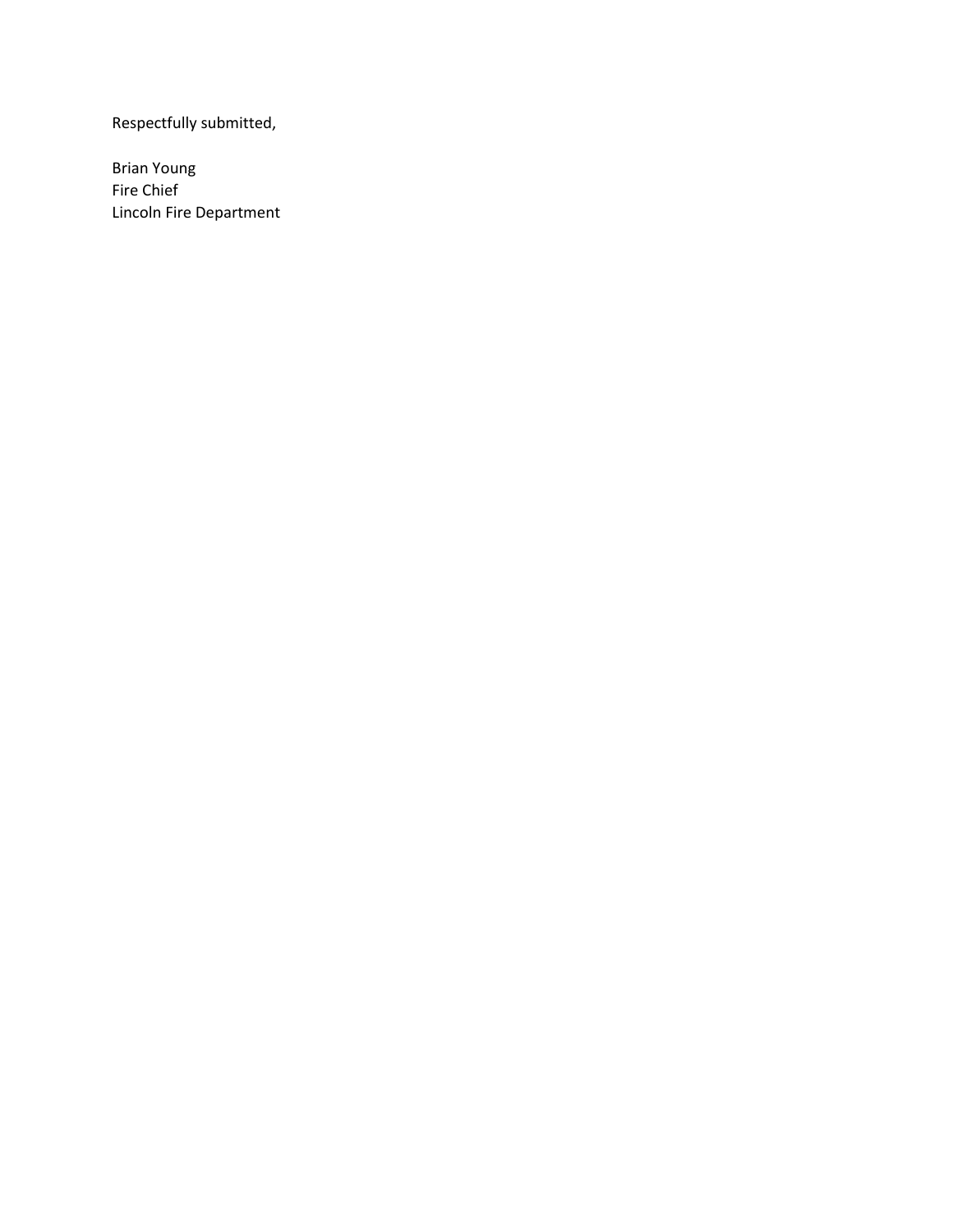Respectfully submitted,

Brian Young
Fire Chief
Lincoln Fire Department